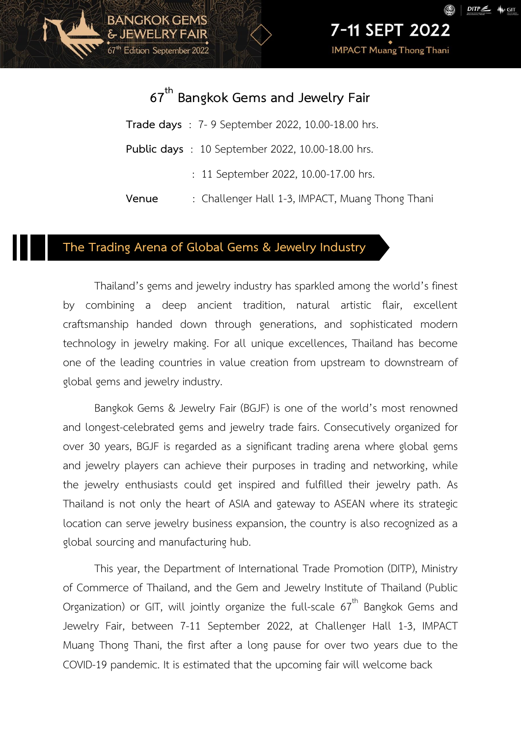# 67th Bangkok Gems and Jewelry Fair

**Trade days** : 7- 9 September 2022, 10.00-18.00 hrs.

**Public days** : 10 September 2022, 10.00-18.00 hrs.

: 11 September 2022, 10.00-17.00 hrs.

**Venue** : Challenger Hall 1-3, IMPACT, Muang Thong Thani

## The Trading Arena of Global Gems & Jewelry Industry

Thailand's gems and jewelry industry has sparkled among the world's finest by combining a deep ancient tradition, natural artistic flair, excellent craftsmanship handed down through generations, and sophisticated modern technology in jewelry making. For all unique excellences, Thailand has become one of the leading countries in value creation from upstream to downstream of global gems and jewelry industry.

Bangkok Gems & Jewelry Fair (BGJF) is one of the world's most renowned and longest-celebrated gems and jewelry trade fairs. Consecutively organized for over 30 years, BGJF is regarded as a significant trading arena where global gems and jewelry players can achieve their purposes in trading and networking, while the jewelry enthusiasts could get inspired and fulfilled their jewelry path. As Thailand is not only the heart of ASIA and gateway to ASEAN where its strategic location can serve jewelry business expansion, the country is also recognized as a global sourcing and manufacturing hub.

This year, the Department of International Trade Promotion (DITP), Ministry of Commerce of Thailand, and the Gem and Jewelry Institute of Thailand (Public Organization) or GIT, will jointly organize the full-scale 67th Bangkok Gems and Jewelry Fair, between 7-11 September 2022, at Challenger Hall 1-3, IMPACT Muang Thong Thani, the first after a long pause for over two years due to the COVID-19 pandemic. It is estimated that the upcoming fair will welcome back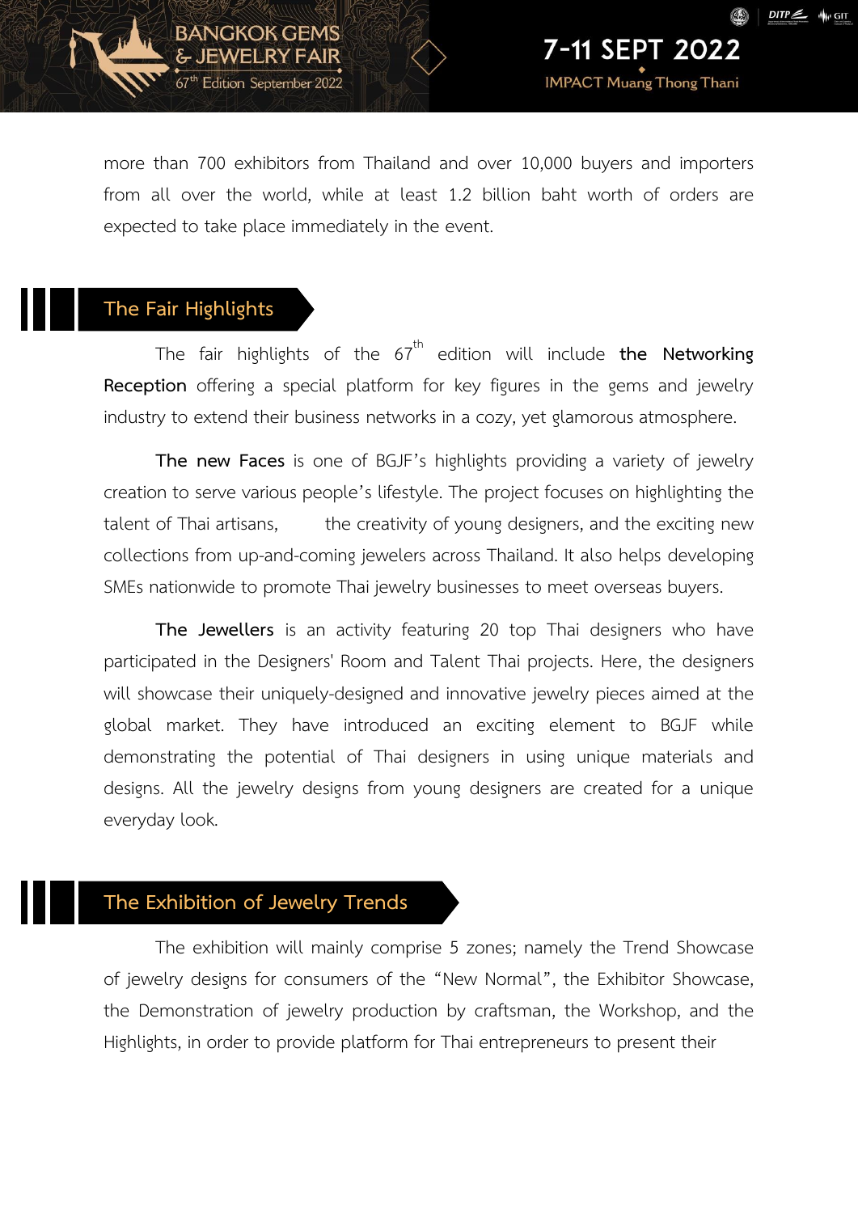more than 700 exhibitors from Thailand and over 10,000 buyers and importers from all over the world, while at least 1.2 billion baht worth of orders are expected to take place immediately in the event.

## The Fair Highlights

The fair highlights of the 67th edition will include **the Networking Reception** offering a special platform for key figures in the gems and jewelry industry to extend their business networks in a cozy, yet glamorous atmosphere.

**The new Faces** is one of BGJF's highlights providing a variety of jewelry creation to serve various people's lifestyle. The project focuses on highlighting the talent of Thai artisans, the creativity of young designers, and the exciting new collections from up-and-coming jewelers across Thailand. It also helps developing SMEs nationwide to promote Thai jewelry businesses to meet overseas buyers.

**The Jewellers** is an activity featuring 20 top Thai designers who have participated in the Designers' Room and Talent Thai projects. Here, the designers will showcase their uniquely-designed and innovative jewelry pieces aimed at the global market. They have introduced an exciting element to BGJF while demonstrating the potential of Thai designers in using unique materials and designs. All the jewelry designs from young designers are created for a unique everyday look.

## The Exhibition of Jewelry Trends

The exhibition will mainly comprise 5 zones; namely the Trend Showcase of jewelry designs for consumers of the "New Normal", the Exhibitor Showcase, the Demonstration of jewelry production by craftsman, the Workshop, and the Highlights, in order to provide platform for Thai entrepreneurs to present their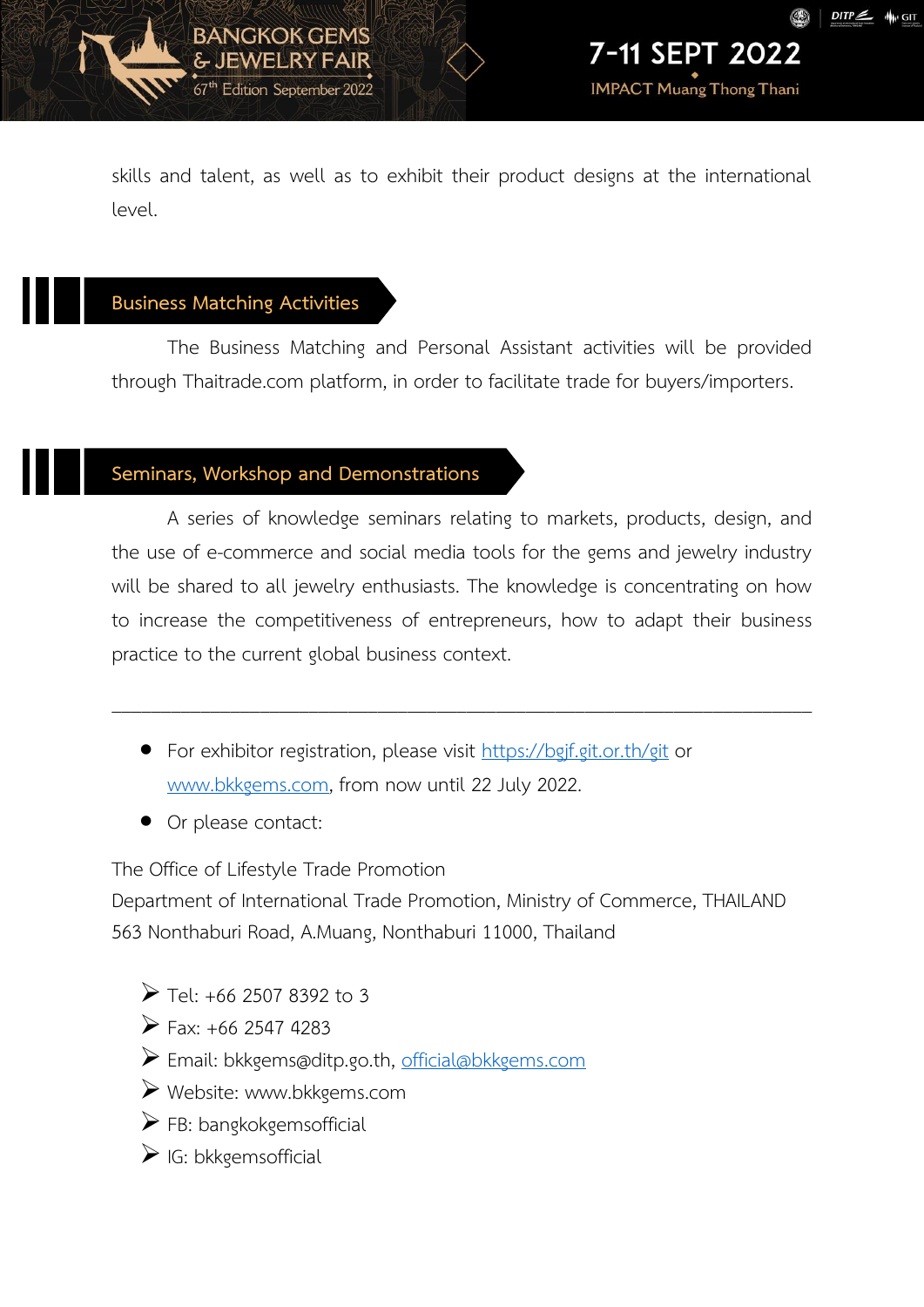skills and talent, as well as to exhibit their product designs at the international level.

## Business Matching Activities

The Business Matching and Personal Assistant activities will be provided through Thaitrade.com platform, in order to facilitate trade for buyers/importers.

## Seminars, Workshop and Demonstrations

A series of knowledge seminars relating to markets, products, design, and the use of e-commerce and social media tools for the gems and jewelry industry will be shared to all jewelry enthusiasts. The knowledge is concentrating on how to increase the competitiveness of entrepreneurs, how to adapt their business practice to the current global business context.

---

- For exhibitor registration, please visit https://bgjf.git.or.th/git or www.bkkgems.com, from now until 22 July 2022.
- Or please contact:

The Office of Lifestyle Trade Promotion
Department of International Trade Promotion, Ministry of Commerce, THAILAND
563 Nonthaburi Road, A.Muang, Nonthaburi 11000, Thailand

- Tel: +66 2507 8392 to 3
- Fax: +66 2547 4283
- Email: bkkgems@ditp.go.th, official@bkkgems.com
- Website: www.bkkgems.com
- FB: bangkokgemsofficial
- IG: bkkgemsofficial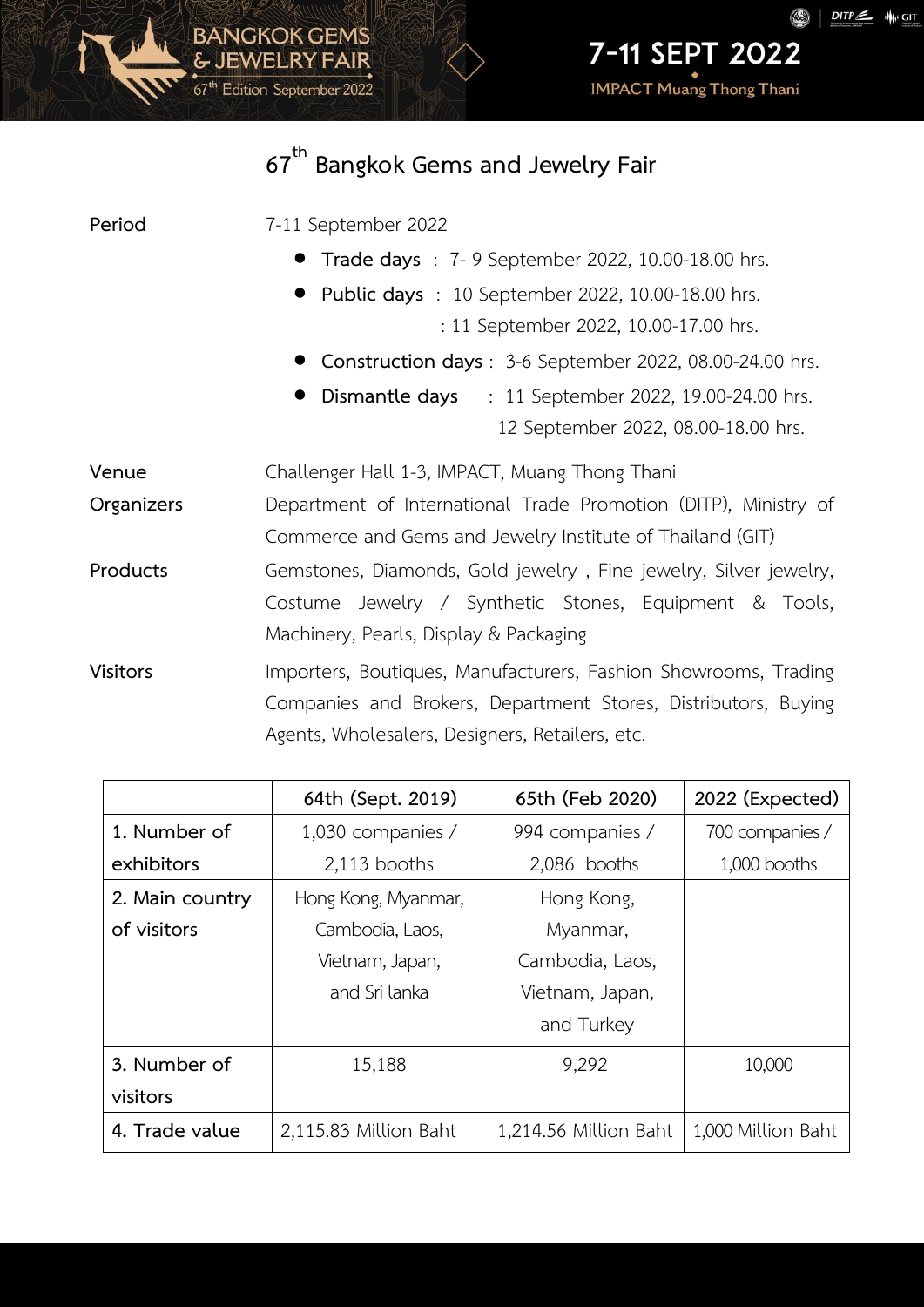# 67th Bangkok Gems and Jewelry Fair

**Period** 7-11 September 2022

- **Trade days** : 7- 9 September 2022, 10.00-18.00 hrs.
- **Public days** : 10 September 2022, 10.00-18.00 hrs.
  : 11 September 2022, 10.00-17.00 hrs.
- **Construction days** : 3-6 September 2022, 08.00-24.00 hrs.
- **Dismantle days** : 11 September 2022, 19.00-24.00 hrs.
  12 September 2022, 08.00-18.00 hrs.

**Venue** Challenger Hall 1-3, IMPACT, Muang Thong Thani

**Organizers** Department of International Trade Promotion (DITP), Ministry of Commerce and Gems and Jewelry Institute of Thailand (GIT)

**Products** Gemstones, Diamonds, Gold jewelry , Fine jewelry, Silver jewelry, Costume Jewelry / Synthetic Stones, Equipment & Tools, Machinery, Pearls, Display & Packaging

**Visitors** Importers, Boutiques, Manufacturers, Fashion Showrooms, Trading Companies and Brokers, Department Stores, Distributors, Buying Agents, Wholesalers, Designers, Retailers, etc.

| | 64th (Sept. 2019) | 65th (Feb 2020) | 2022 (Expected) |
|---|---|---|---|
| 1. Number of exhibitors | 1,030 companies / 2,113 booths | 994 companies / 2,086 booths | 700 companies / 1,000 booths |
| 2. Main country of visitors | Hong Kong, Myanmar, Cambodia, Laos, Vietnam, Japan, and Sri lanka | Hong Kong, Myanmar, Cambodia, Laos, Vietnam, Japan, and Turkey | |
| 3. Number of visitors | 15,188 | 9,292 | 10,000 |
| 4. Trade value | 2,115.83 Million Baht | 1,214.56 Million Baht | 1,000 Million Baht |